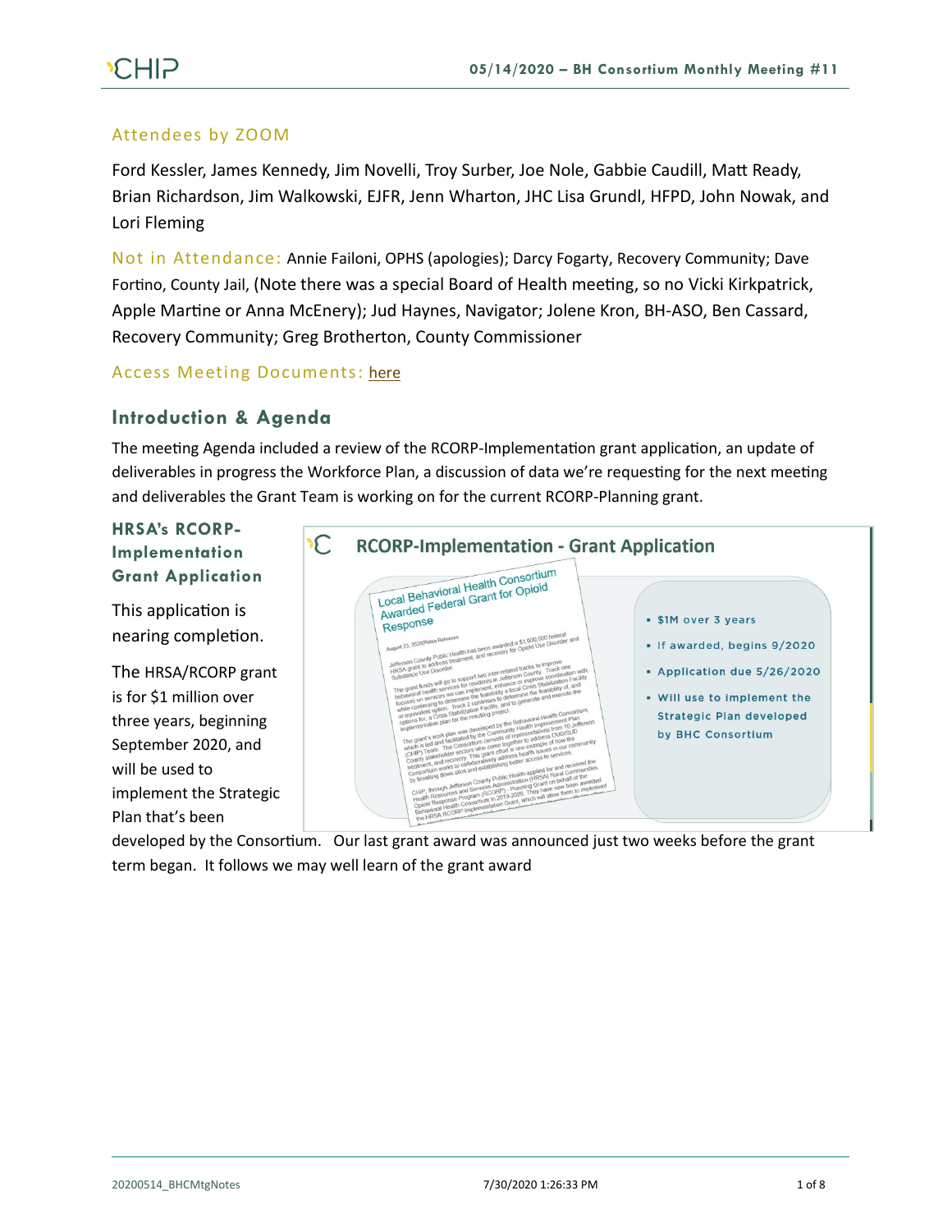## Attendees by ZOOM

Ford Kessler, James Kennedy, Jim Novelli, Troy Surber, Joe Nole, Gabbie Caudill, Matt Ready, Brian Richardson, Jim Walkowski, EJFR, Jenn Wharton, JHC Lisa Grundl, HFPD, John Nowak, and Lori Fleming

**Not in Attendance:** Annie Failoni, OPHS (apologies); Darcy Fogarty, Recovery Community; Dave Fortino, County Jail, (Note there was a special Board of Health meeting, so no Vicki Kirkpatrick, Apple Martine or Anna McEnery); Jud Haynes, Navigator; Jolene Kron, BH-ASO, Ben Cassard, Recovery Community; Greg Brotherton, County Commissioner

**Access Meeting Documents:** here

## Introduction & Agenda

The meeting Agenda included a review of the RCORP-Implementation grant application, an update of deliverables in progress the Workforce Plan, a discussion of data we're requesting for the next meeting and deliverables the Grant Team is working on for the current RCORP-Planning grant.

### HRSA's RCORP-Implementation Grant Application

This application is nearing completion.

The HRSA/RCORP grant is for $1 million over three years, beginning September 2020, and will be used to implement the Strategic Plan that's been developed by the Consortium. Our last grant award was announced just two weeks before the grant term began. It follows we may well learn of the grant award

**RCORP-Implementation - Grant Application**

- $1M over 3 years
- If awarded, begins 9/2020
- Application due 5/26/2020
- Will use to implement the Strategic Plan developed by BHC Consortium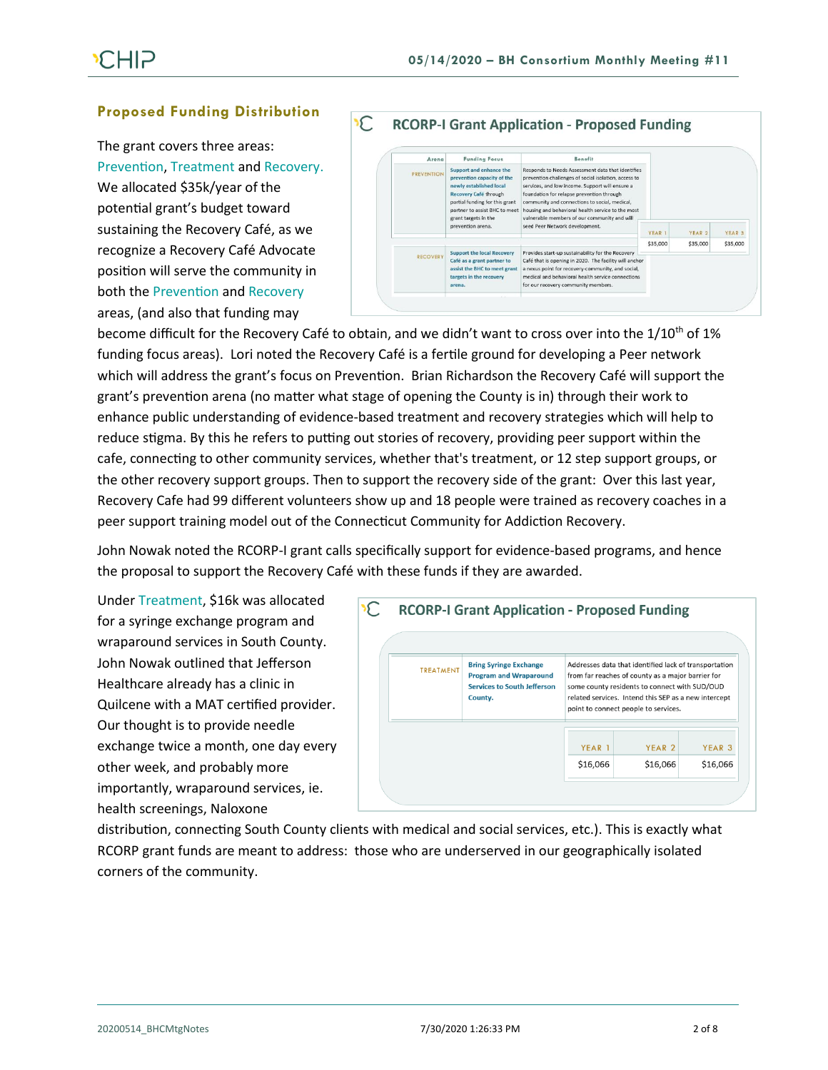## Proposed Funding Distribution

The grant covers three areas: Prevention, Treatment and Recovery. We allocated $35k/year of the potential grant's budget toward sustaining the Recovery Café, as we recognize a Recovery Café Advocate position will serve the community in both the Prevention and Recovery areas, (and also that funding may become difficult for the Recovery Café to obtain, and we didn't want to cross over into the 1/10th of 1% funding focus areas). Lori noted the Recovery Café is a fertile ground for developing a Peer network which will address the grant's focus on Prevention. Brian Richardson the Recovery Café will support the grant's prevention arena (no matter what stage of opening the County is in) through their work to enhance public understanding of evidence-based treatment and recovery strategies which will help to reduce stigma. By this he refers to putting out stories of recovery, providing peer support within the cafe, connecting to other community services, whether that's treatment, or 12 step support groups, or the other recovery support groups. Then to support the recovery side of the grant: Over this last year, Recovery Cafe had 99 different volunteers show up and 18 people were trained as recovery coaches in a peer support training model out of the Connecticut Community for Addiction Recovery.

**RCORP-I Grant Application - Proposed Funding**

| Arena | Funding Focus | Benefit |
|---|---|---|
| PREVENTION | Support and enhance the prevention capacity of the newly established local Recovery Café through partial funding for this grant partner to assist BHC to meet grant targets in the prevention arena. | Responds to Needs Assessment data that identifies prevention challenges of social isolation, access to services, and low income. Support will ensure a foundation for relapse prevention through community and connections to social, medical, housing and behavioral health service to the most vulnerable members of our community and will seed Peer Network development. |
| RECOVERY | Support the local Recovery Café as a grant partner to assist the BHC to meet grant targets in the recovery arena. | Provides start-up sustainability for the Recovery Café that is opening in 2020. The facility will anchor a nexus point for recovery-community, and social, medical and behavioral health service connections for our recovery community members. |

| YEAR 1 | YEAR 2 | YEAR 3 |
|---|---|---|
| $35,000 | $35,000 | $35,000 |

John Nowak noted the RCORP-I grant calls specifically support for evidence-based programs, and hence the proposal to support the Recovery Café with these funds if they are awarded.

Under Treatment, $16k was allocated for a syringe exchange program and wraparound services in South County. John Nowak outlined that Jefferson Healthcare already has a clinic in Quilcene with a MAT certified provider. Our thought is to provide needle exchange twice a month, one day every other week, and probably more importantly, wraparound services, ie. health screenings, Naloxone distribution, connecting South County clients with medical and social services, etc.). This is exactly what RCORP grant funds are meant to address: those who are underserved in our geographically isolated corners of the community.

**RCORP-I Grant Application - Proposed Funding**

| Arena | Funding Focus | Benefit |
|---|---|---|
| TREATMENT | Bring Syringe Exchange Program and Wraparound Services to South Jefferson County. | Addresses data that identified lack of transportation from far reaches of county as a major barrier for some county residents to connect with SUD/OUD related services. Intend this SEP as a new intercept point to connect people to services. |

| YEAR 1 | YEAR 2 | YEAR 3 |
|---|---|---|
| $16,066 | $16,066 | $16,066 |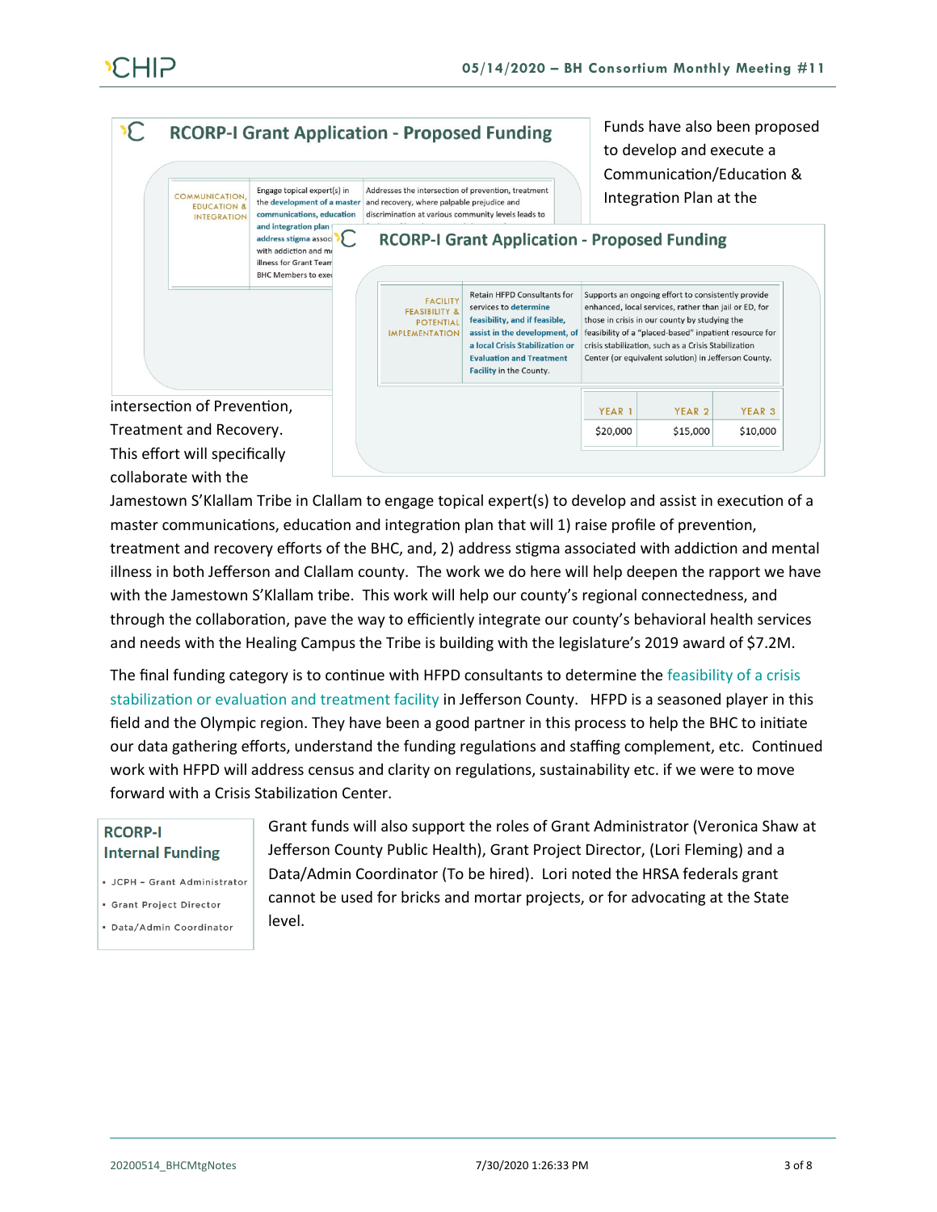## RCORP-I Grant Application - Proposed Funding

| | | |
|---|---|---|
| COMMUNICATION, EDUCATION & INTEGRATION | Engage topical expert(s) in the development of a master communications, education and integration plan ... address stigma assoc... with addiction and m... illness for Grant Team BHC Members to exe... | Addresses the intersection of prevention, treatment and recovery, where palpable prejudice and discrimination at various community levels leads to ... |

Funds have also been proposed to develop and execute a Communication/Education & Integration Plan at the intersection of Prevention, Treatment and Recovery. This effort will specifically collaborate with the Jamestown S'Klallam Tribe in Clallam to engage topical expert(s) to develop and assist in execution of a master communications, education and integration plan that will 1) raise profile of prevention, treatment and recovery efforts of the BHC, and, 2) address stigma associated with addiction and mental illness in both Jefferson and Clallam county. The work we do here will help deepen the rapport we have with the Jamestown S'Klallam tribe. This work will help our county's regional connectedness, and through the collaboration, pave the way to efficiently integrate our county's behavioral health services and needs with the Healing Campus the Tribe is building with the legislature's 2019 award of $7.2M.

## RCORP-I Grant Application - Proposed Funding

| | | |
|---|---|---|
| FACILITY FEASIBILITY & POTENTIAL IMPLEMENTATION | Retain HFPD Consultants for services to **determine feasibility, and if feasible, assist in the development, of a local Crisis Stabilization or Evaluation and Treatment Facility** in the County. | Supports an ongoing effort to consistently provide enhanced, local services, rather than jail or ED, for those in crisis in our county by studying the feasibility of a "placed-based" inpatient resource for crisis stabilization, such as a Crisis Stabilization Center (or equivalent solution) in Jefferson County. |

| YEAR 1 | YEAR 2 | YEAR 3 |
|---|---|---|
| $20,000 | $15,000 | $10,000 |

The final funding category is to continue with HFPD consultants to determine the feasibility of a crisis stabilization or evaluation and treatment facility in Jefferson County. HFPD is a seasoned player in this field and the Olympic region. They have been a good partner in this process to help the BHC to initiate our data gathering efforts, understand the funding regulations and staffing complement, etc. Continued work with HFPD will address census and clarity on regulations, sustainability etc. if we were to move forward with a Crisis Stabilization Center.

**RCORP-I Internal Funding**

- JCPH – Grant Administrator
- Grant Project Director
- Data/Admin Coordinator

Grant funds will also support the roles of Grant Administrator (Veronica Shaw at Jefferson County Public Health), Grant Project Director, (Lori Fleming) and a Data/Admin Coordinator (To be hired). Lori noted the HRSA federals grant cannot be used for bricks and mortar projects, or for advocating at the State level.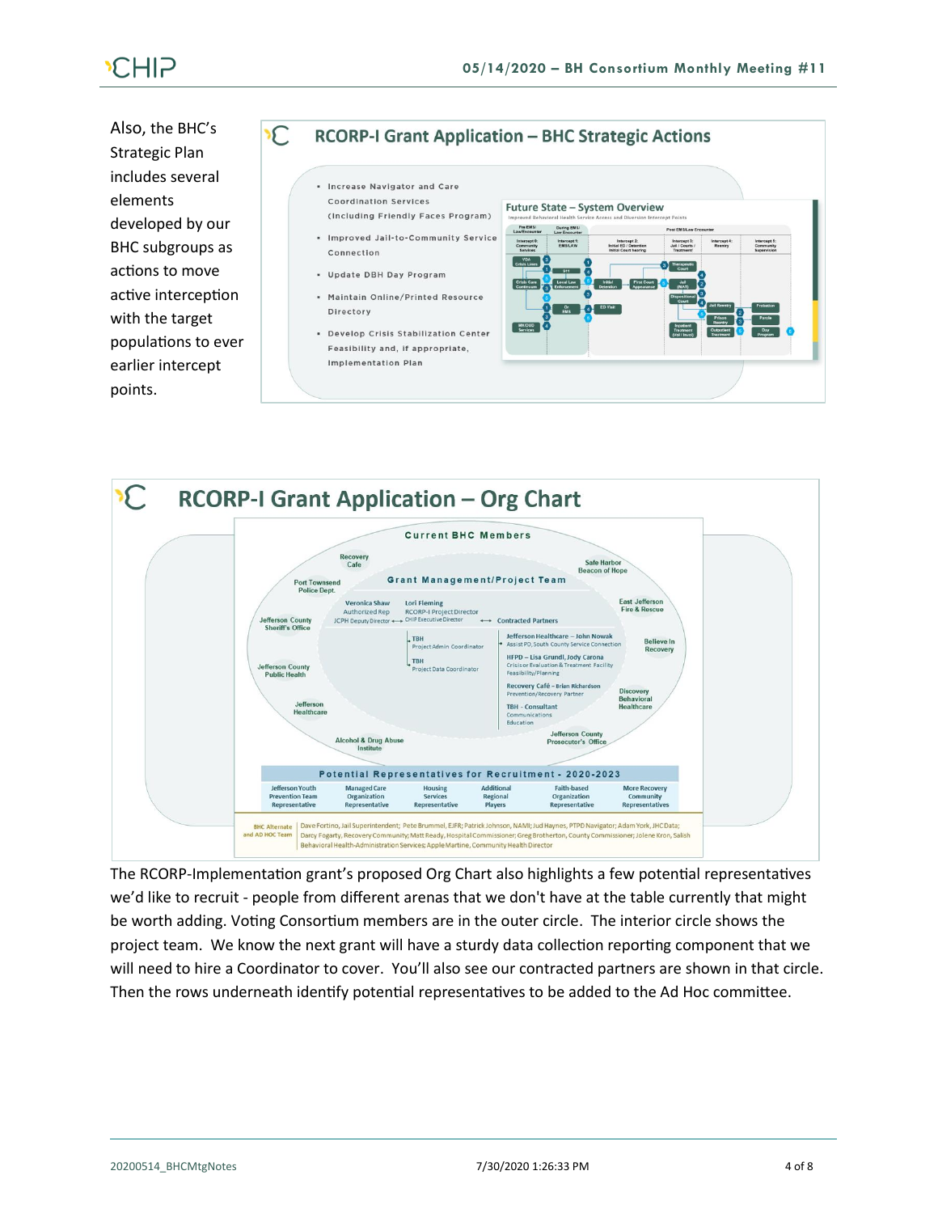Also, the BHC's Strategic Plan includes several elements developed by our BHC subgroups as actions to move active interception with the target populations to ever earlier intercept points.

## RCORP-I Grant Application – BHC Strategic Actions

- Increase Navigator and Care Coordination Services (Including Friendly Faces Program)
- Improved Jail-to-Community Service Connection
- Update DBH Day Program
- Maintain Online/Printed Resource Directory
- Develop Crisis Stabilization Center Feasibility and, if appropriate, Implementation Plan

**Future State – System Overview**

Improved Behavioral Health Service Access and Diversion Intercept Points

## RCORP-I Grant Application – Org Chart

**Current BHC Members**

Recovery Cafe; Safe Harbor Beacon of Hope; Port Townsend Police Dept.; East Jefferson Fire & Rescue; Jefferson County Sheriff's Office; Believe In Recovery; Jefferson County Public Health; Discovery Behavioral Healthcare; Jefferson Healthcare; Alcohol & Drug Abuse Institute; Jefferson County Prosecutor's Office

**Grant Management/Project Team**

- Veronica Shaw – Authorized Rep, JCPH Deputy Director
- Lori Fleming – RCORP-I Project Director, CHIP Executive Director
- TBH – Project Admin Coordinator
- TBH – Project Data Coordinator

Contracted Partners:

- Jefferson Healthcare – John Nowak, Assist PO, South County Service Connection
- HFPD – Lisa Grundl, Jody Carona, Crisis or Evaluation & Treatment Facility Feasibility/Planning
- Recovery Café – Brian Richardson, Prevention/Recovery Partner
- TBH - Consultant, Communications, Education

**Potential Representatives for Recruitment - 2020-2023**

| Jefferson Youth Prevention Team Representative | Managed Care Organization Representative | Housing Services Representative | Additional Regional Players | Faith-based Organization Representative | More Recovery Community Representatives |
|---|---|---|---|---|---|

BHC Alternate and AD HOC Team: Dave Fortino, Jail Superintendent; Pete Brummel, EJFR; Patrick Johnson, NAMI; Jud Haynes, PTPD Navigator; Adam York, JHC Data; Darcy Fogarty, Recovery Community; Matt Ready, Hospital Commissioner; Greg Brotherton, County Commissioner; Jolene Kron, Salish Behavioral Health-Administration Services; Apple Martine, Community Health Director

The RCORP-Implementation grant's proposed Org Chart also highlights a few potential representatives we'd like to recruit - people from different arenas that we don't have at the table currently that might be worth adding. Voting Consortium members are in the outer circle. The interior circle shows the project team. We know the next grant will have a sturdy data collection reporting component that we will need to hire a Coordinator to cover. You'll also see our contracted partners are shown in that circle. Then the rows underneath identify potential representatives to be added to the Ad Hoc committee.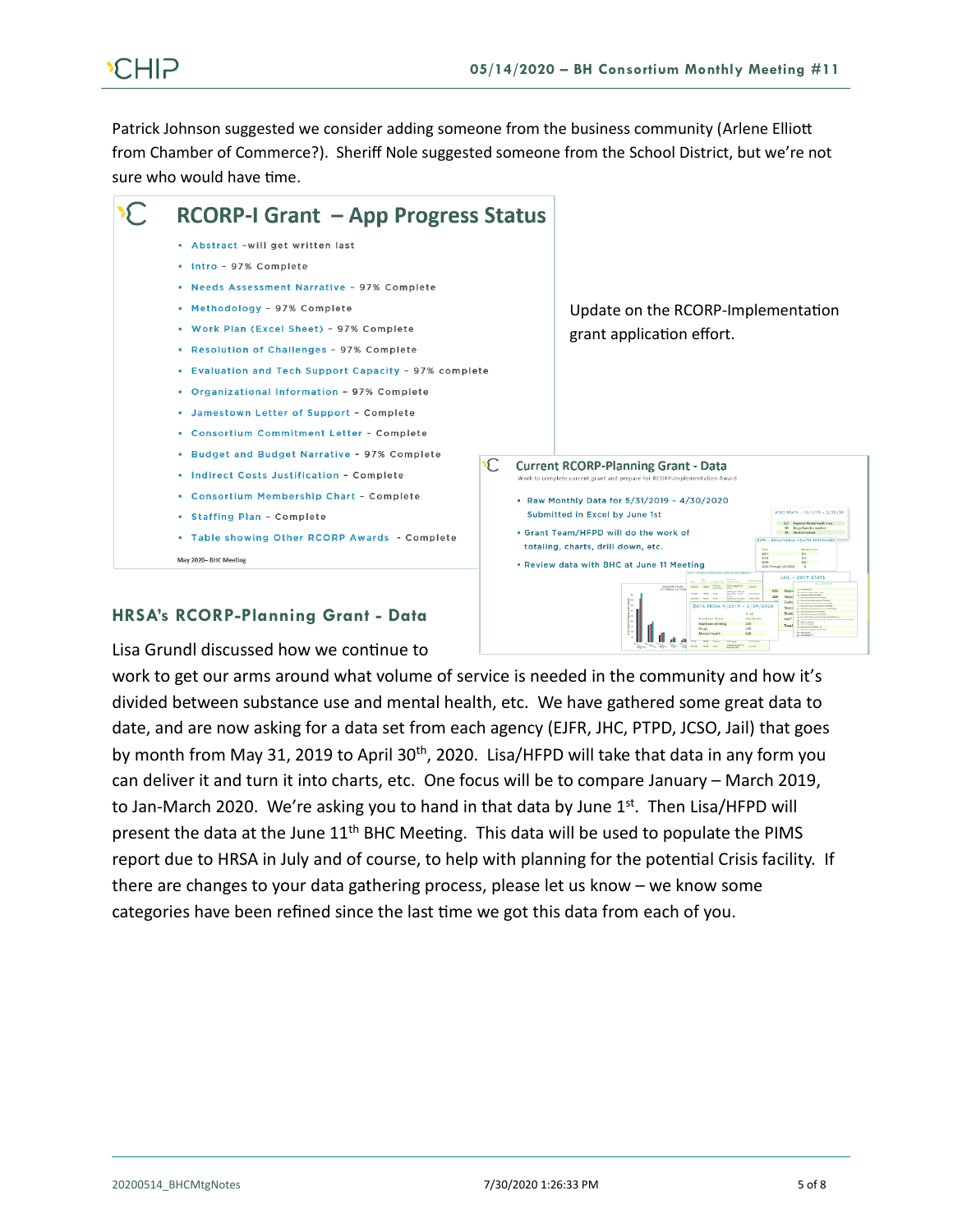Patrick Johnson suggested we consider adding someone from the business community (Arlene Elliott from Chamber of Commerce?). Sheriff Nole suggested someone from the School District, but we're not sure who would have time.

## RCORP-I Grant – App Progress Status

- Abstract – will get written last
- Intro – 97% Complete
- Needs Assessment Narrative – 97% Complete
- Methodology – 97% Complete
- Work Plan (Excel Sheet) – 97% Complete
- Resolution of Challenges – 97% Complete
- Evaluation and Tech Support Capacity – 97% complete
- Organizational Information – 97% Complete
- Jamestown Letter of Support – Complete
- Consortium Commitment Letter – Complete
- Budget and Budget Narrative – 97% Complete
- Indirect Costs Justification – Complete
- Consortium Membership Chart – Complete
- Staffing Plan – Complete
- Table showing Other RCORP Awards – Complete

May 2020– BHC Meeting

Update on the RCORP-Implementation grant application effort.

## Current RCORP-Planning Grant - Data

Work to complete current grant and prepare for RCORP-Implementation Award

- Raw Monthly Data for 5/31/2019 – 4/30/2020 Submitted in Excel by June 1st
- Grant Team/HFPD will do the work of totaling, charts, drill down, etc.
- Review data with BHC at June 11 Meeting

### HRSA's RCORP-Planning Grant - Data

Lisa Grundl discussed how we continue to work to get our arms around what volume of service is needed in the community and how it's divided between substance use and mental health, etc. We have gathered some great data to date, and are now asking for a data set from each agency (EJFR, JHC, PTPD, JCSO, Jail) that goes by month from May 31, 2019 to April 30th, 2020. Lisa/HFPD will take that data in any form you can deliver it and turn it into charts, etc. One focus will be to compare January – March 2019, to Jan-March 2020. We're asking you to hand in that data by June 1st. Then Lisa/HFPD will present the data at the June 11th BHC Meeting. This data will be used to populate the PIMS report due to HRSA in July and of course, to help with planning for the potential Crisis facility. If there are changes to your data gathering process, please let us know – we know some categories have been refined since the last time we got this data from each of you.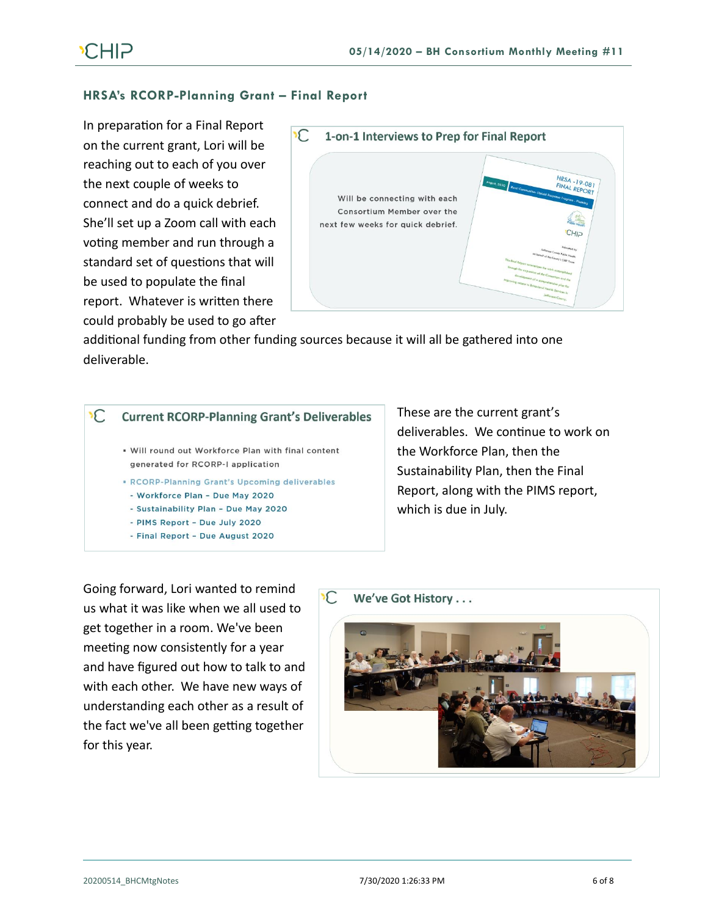## HRSA's RCORP-Planning Grant – Final Report

In preparation for a Final Report on the current grant, Lori will be reaching out to each of you over the next couple of weeks to connect and do a quick debrief. She'll set up a Zoom call with each voting member and run through a standard set of questions that will be used to populate the final report. Whatever is written there could probably be used to go after additional funding from other funding sources because it will all be gathered into one deliverable.

**1-on-1 Interviews to Prep for Final Report**

Will be connecting with each Consortium Member over the next few weeks for quick debrief.

**Current RCORP-Planning Grant's Deliverables**

- Will round out Workforce Plan with final content generated for RCORP-I application
- RCORP-Planning Grant's Upcoming deliverables
  - Workforce Plan – Due May 2020
  - Sustainability Plan – Due May 2020
  - PIMS Report – Due July 2020
  - Final Report – Due August 2020

These are the current grant's deliverables. We continue to work on the Workforce Plan, then the Sustainability Plan, then the Final Report, along with the PIMS report, which is due in July.

Going forward, Lori wanted to remind us what it was like when we all used to get together in a room. We've been meeting now consistently for a year and have figured out how to talk to and with each other. We have new ways of understanding each other as a result of the fact we've all been getting together for this year.

**We've Got History . . .**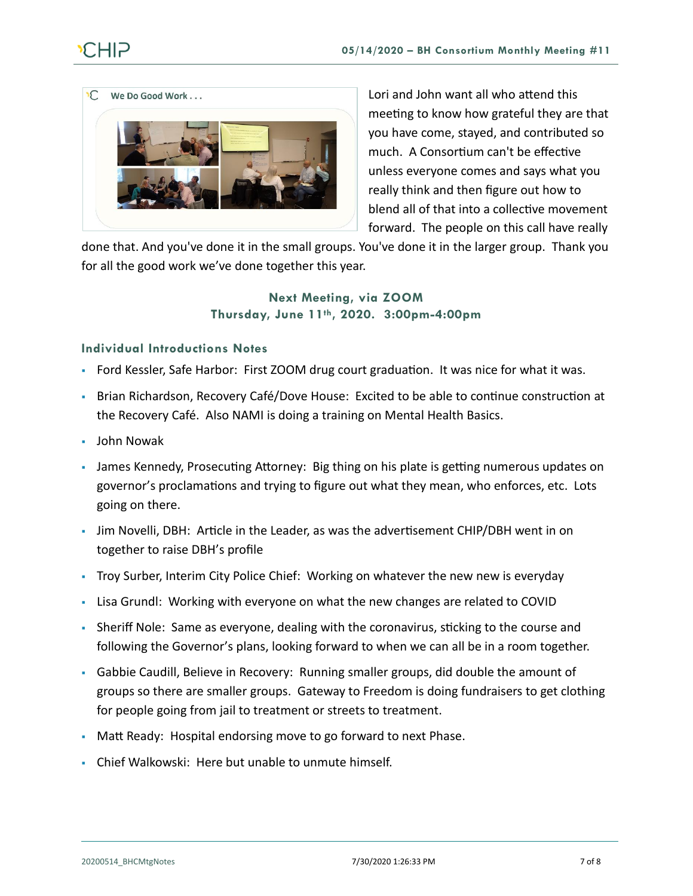Lori and John want all who attend this meeting to know how grateful they are that you have come, stayed, and contributed so much. A Consortium can't be effective unless everyone comes and says what you really think and then figure out how to blend all of that into a collective movement forward. The people on this call have really done that. And you've done it in the small groups. You've done it in the larger group. Thank you for all the good work we've done together this year.

**Next Meeting, via ZOOM**
**Thursday, June 11th, 2020. 3:00pm-4:00pm**

### Individual Introductions Notes

- Ford Kessler, Safe Harbor: First ZOOM drug court graduation. It was nice for what it was.
- Brian Richardson, Recovery Café/Dove House: Excited to be able to continue construction at the Recovery Café. Also NAMI is doing a training on Mental Health Basics.
- John Nowak
- James Kennedy, Prosecuting Attorney: Big thing on his plate is getting numerous updates on governor's proclamations and trying to figure out what they mean, who enforces, etc. Lots going on there.
- Jim Novelli, DBH: Article in the Leader, as was the advertisement CHIP/DBH went in on together to raise DBH's profile
- Troy Surber, Interim City Police Chief: Working on whatever the new new is everyday
- Lisa Grundl: Working with everyone on what the new changes are related to COVID
- Sheriff Nole: Same as everyone, dealing with the coronavirus, sticking to the course and following the Governor's plans, looking forward to when we can all be in a room together.
- Gabbie Caudill, Believe in Recovery: Running smaller groups, did double the amount of groups so there are smaller groups. Gateway to Freedom is doing fundraisers to get clothing for people going from jail to treatment or streets to treatment.
- Matt Ready: Hospital endorsing move to go forward to next Phase.
- Chief Walkowski: Here but unable to unmute himself.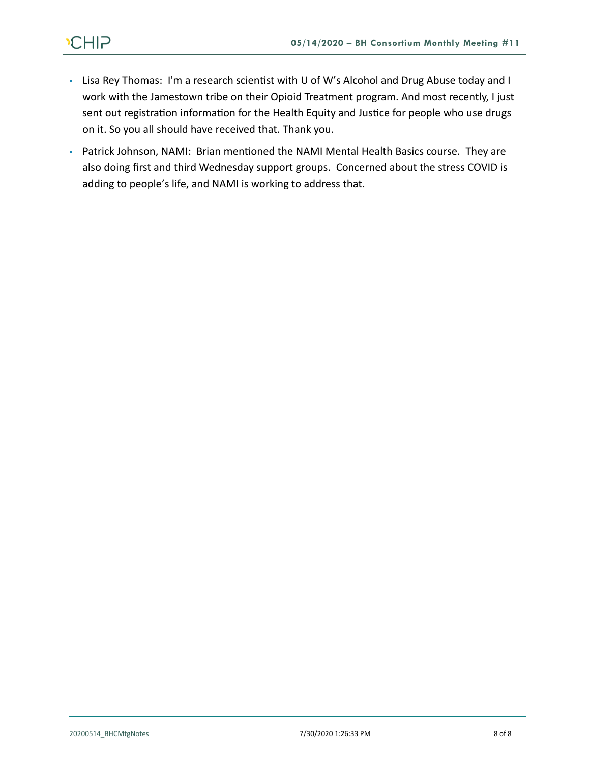- Lisa Rey Thomas: I'm a research scientist with U of W's Alcohol and Drug Abuse today and I work with the Jamestown tribe on their Opioid Treatment program. And most recently, I just sent out registration information for the Health Equity and Justice for people who use drugs on it. So you all should have received that. Thank you.
- Patrick Johnson, NAMI: Brian mentioned the NAMI Mental Health Basics course. They are also doing first and third Wednesday support groups. Concerned about the stress COVID is adding to people's life, and NAMI is working to address that.